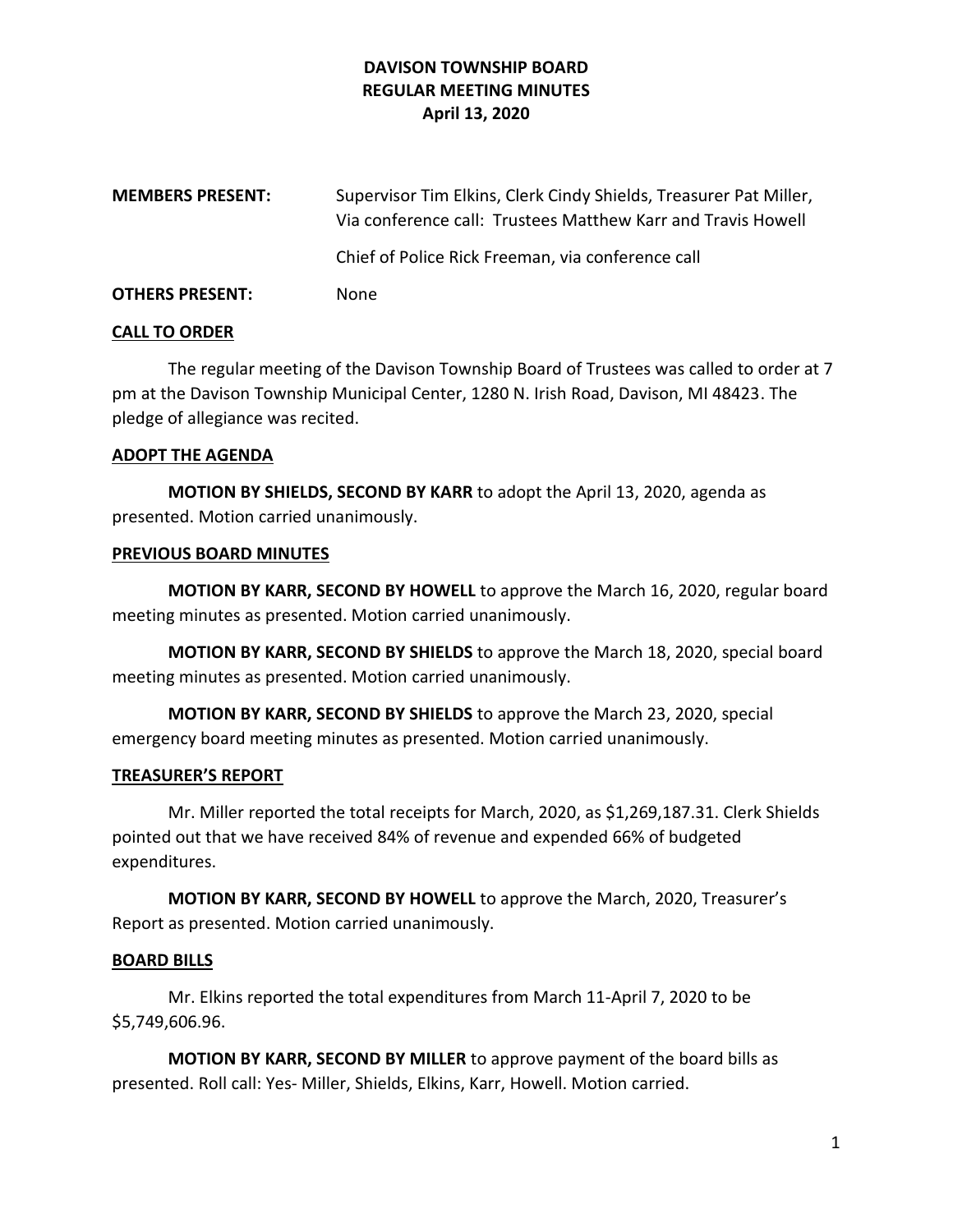# DAVISON TOWNSHIP BOARD
## REGULAR MEETING MINUTES
### April 13, 2020

**MEMBERS PRESENT:** Supervisor Tim Elkins, Clerk Cindy Shields, Treasurer Pat Miller, Via conference call: Trustees Matthew Karr and Travis Howell

Chief of Police Rick Freeman, via conference call

**OTHERS PRESENT:** None

**CALL TO ORDER**

The regular meeting of the Davison Township Board of Trustees was called to order at 7 pm at the Davison Township Municipal Center, 1280 N. Irish Road, Davison, MI 48423. The pledge of allegiance was recited.

**ADOPT THE AGENDA**

**MOTION BY SHIELDS, SECOND BY KARR** to adopt the April 13, 2020, agenda as presented. Motion carried unanimously.

**PREVIOUS BOARD MINUTES**

**MOTION BY KARR, SECOND BY HOWELL** to approve the March 16, 2020, regular board meeting minutes as presented. Motion carried unanimously.

**MOTION BY KARR, SECOND BY SHIELDS** to approve the March 18, 2020, special board meeting minutes as presented. Motion carried unanimously.

**MOTION BY KARR, SECOND BY SHIELDS** to approve the March 23, 2020, special emergency board meeting minutes as presented. Motion carried unanimously.

**TREASURER'S REPORT**

Mr. Miller reported the total receipts for March, 2020, as $1,269,187.31. Clerk Shields pointed out that we have received 84% of revenue and expended 66% of budgeted expenditures.

**MOTION BY KARR, SECOND BY HOWELL** to approve the March, 2020, Treasurer's Report as presented. Motion carried unanimously.

**BOARD BILLS**

Mr. Elkins reported the total expenditures from March 11-April 7, 2020 to be $5,749,606.96.

**MOTION BY KARR, SECOND BY MILLER** to approve payment of the board bills as presented. Roll call: Yes- Miller, Shields, Elkins, Karr, Howell. Motion carried.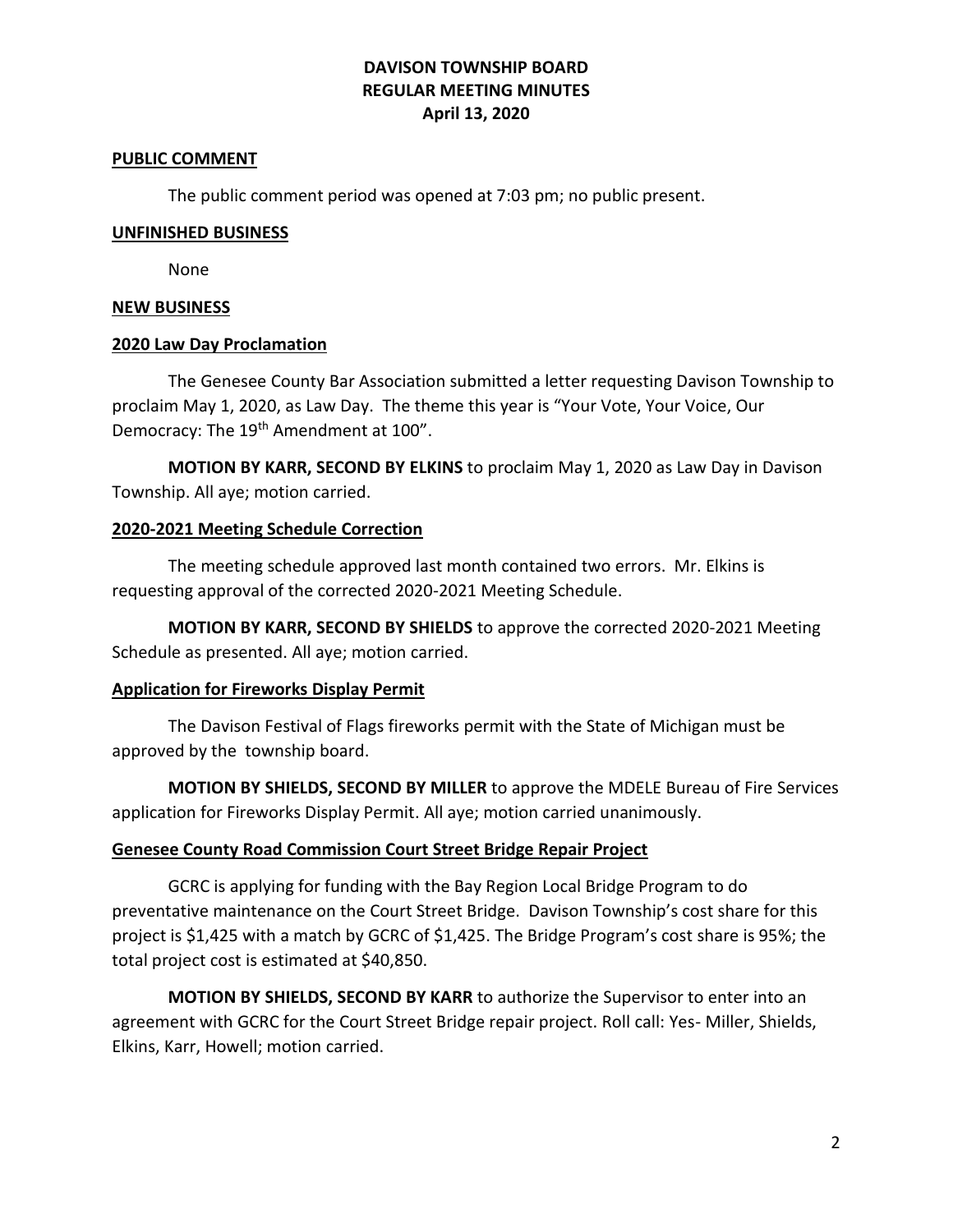**DAVISON TOWNSHIP BOARD**
**REGULAR MEETING MINUTES**
**April 13, 2020**

**PUBLIC COMMENT**

The public comment period was opened at 7:03 pm; no public present.

**UNFINISHED BUSINESS**

None

**NEW BUSINESS**

**2020 Law Day Proclamation**

The Genesee County Bar Association submitted a letter requesting Davison Township to proclaim May 1, 2020, as Law Day. The theme this year is "Your Vote, Your Voice, Our Democracy: The 19th Amendment at 100".

**MOTION BY KARR, SECOND BY ELKINS** to proclaim May 1, 2020 as Law Day in Davison Township. All aye; motion carried.

**2020-2021 Meeting Schedule Correction**

The meeting schedule approved last month contained two errors. Mr. Elkins is requesting approval of the corrected 2020-2021 Meeting Schedule.

**MOTION BY KARR, SECOND BY SHIELDS** to approve the corrected 2020-2021 Meeting Schedule as presented. All aye; motion carried.

**Application for Fireworks Display Permit**

The Davison Festival of Flags fireworks permit with the State of Michigan must be approved by the township board.

**MOTION BY SHIELDS, SECOND BY MILLER** to approve the MDELE Bureau of Fire Services application for Fireworks Display Permit. All aye; motion carried unanimously.

**Genesee County Road Commission Court Street Bridge Repair Project**

GCRC is applying for funding with the Bay Region Local Bridge Program to do preventative maintenance on the Court Street Bridge. Davison Township's cost share for this project is $1,425 with a match by GCRC of $1,425. The Bridge Program's cost share is 95%; the total project cost is estimated at $40,850.

**MOTION BY SHIELDS, SECOND BY KARR** to authorize the Supervisor to enter into an agreement with GCRC for the Court Street Bridge repair project. Roll call: Yes- Miller, Shields, Elkins, Karr, Howell; motion carried.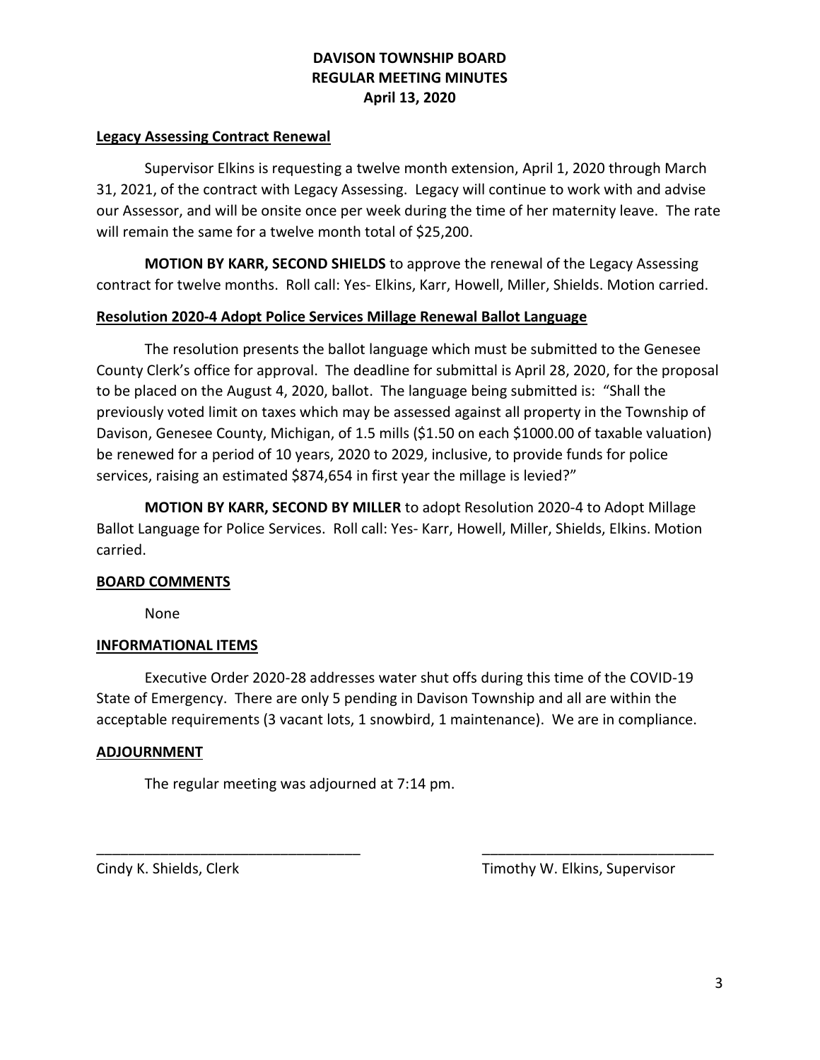**DAVISON TOWNSHIP BOARD**
**REGULAR MEETING MINUTES**
**April 13, 2020**

**Legacy Assessing Contract Renewal**

Supervisor Elkins is requesting a twelve month extension, April 1, 2020 through March 31, 2021, of the contract with Legacy Assessing. Legacy will continue to work with and advise our Assessor, and will be onsite once per week during the time of her maternity leave. The rate will remain the same for a twelve month total of $25,200.

**MOTION BY KARR, SECOND SHIELDS** to approve the renewal of the Legacy Assessing contract for twelve months. Roll call: Yes- Elkins, Karr, Howell, Miller, Shields. Motion carried.

**Resolution 2020-4 Adopt Police Services Millage Renewal Ballot Language**

The resolution presents the ballot language which must be submitted to the Genesee County Clerk's office for approval. The deadline for submittal is April 28, 2020, for the proposal to be placed on the August 4, 2020, ballot. The language being submitted is: "Shall the previously voted limit on taxes which may be assessed against all property in the Township of Davison, Genesee County, Michigan, of 1.5 mills ($1.50 on each $1000.00 of taxable valuation) be renewed for a period of 10 years, 2020 to 2029, inclusive, to provide funds for police services, raising an estimated $874,654 in first year the millage is levied?"

**MOTION BY KARR, SECOND BY MILLER** to adopt Resolution 2020-4 to Adopt Millage Ballot Language for Police Services. Roll call: Yes- Karr, Howell, Miller, Shields, Elkins. Motion carried.

**BOARD COMMENTS**

None

**INFORMATIONAL ITEMS**

Executive Order 2020-28 addresses water shut offs during this time of the COVID-19 State of Emergency. There are only 5 pending in Davison Township and all are within the acceptable requirements (3 vacant lots, 1 snowbird, 1 maintenance). We are in compliance.

**ADJOURNMENT**

The regular meeting was adjourned at 7:14 pm.

\_\_\_\_\_\_\_\_\_\_\_\_\_\_\_\_\_\_\_\_\_\_\_\_\_\_\_\_\_\_\_\_\_\_
Cindy K. Shields, Clerk

\_\_\_\_\_\_\_\_\_\_\_\_\_\_\_\_\_\_\_\_\_\_\_\_\_\_\_\_\_\_\_\_\_\_
Timothy W. Elkins, Supervisor